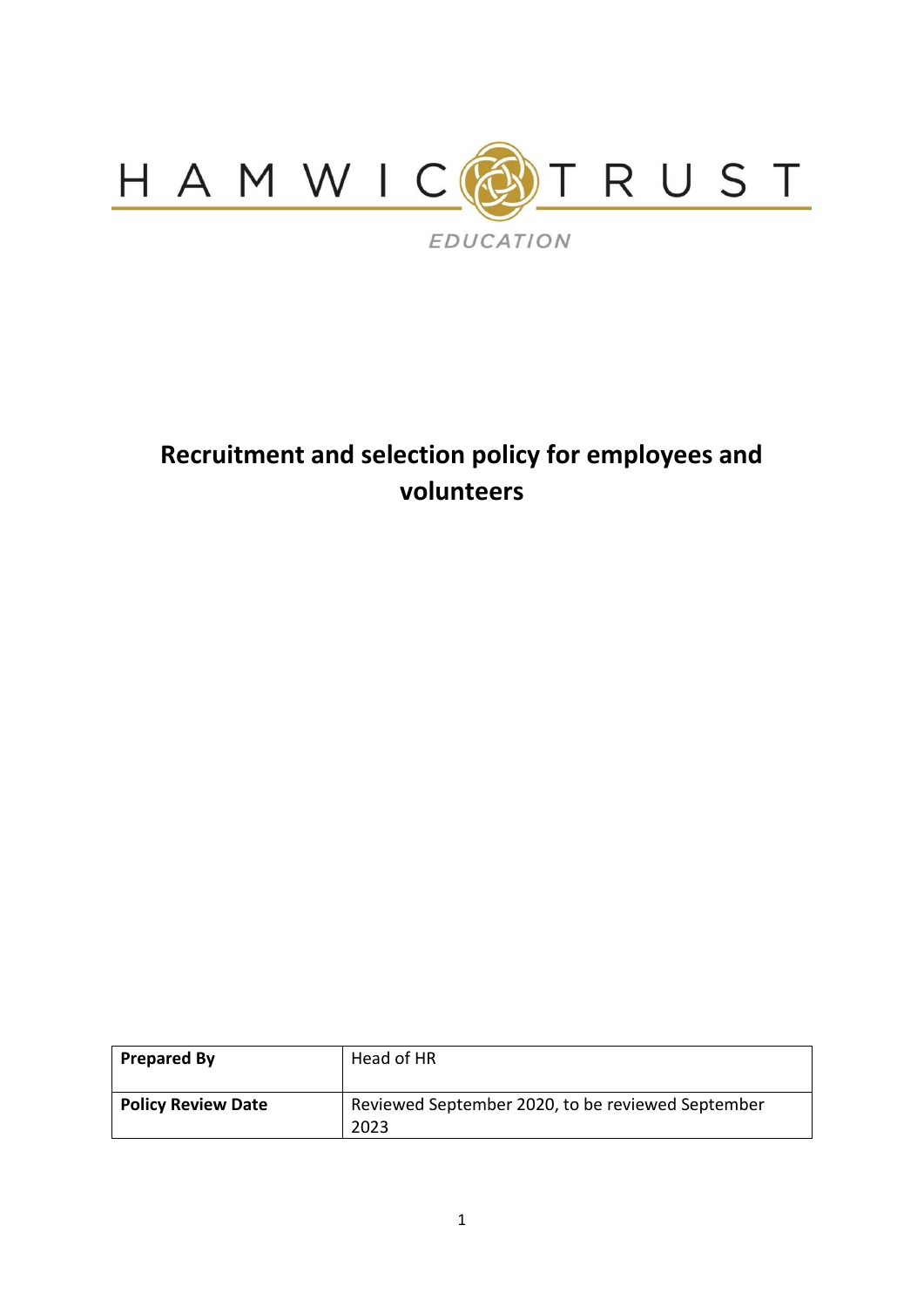HAMWIC TRUST

EDUCATION

# Recruitment and selection policy for employees and volunteers

| **Prepared By** | Head of HR |
| --- | --- |
| **Policy Review Date** | Reviewed September 2020, to be reviewed September 2023 |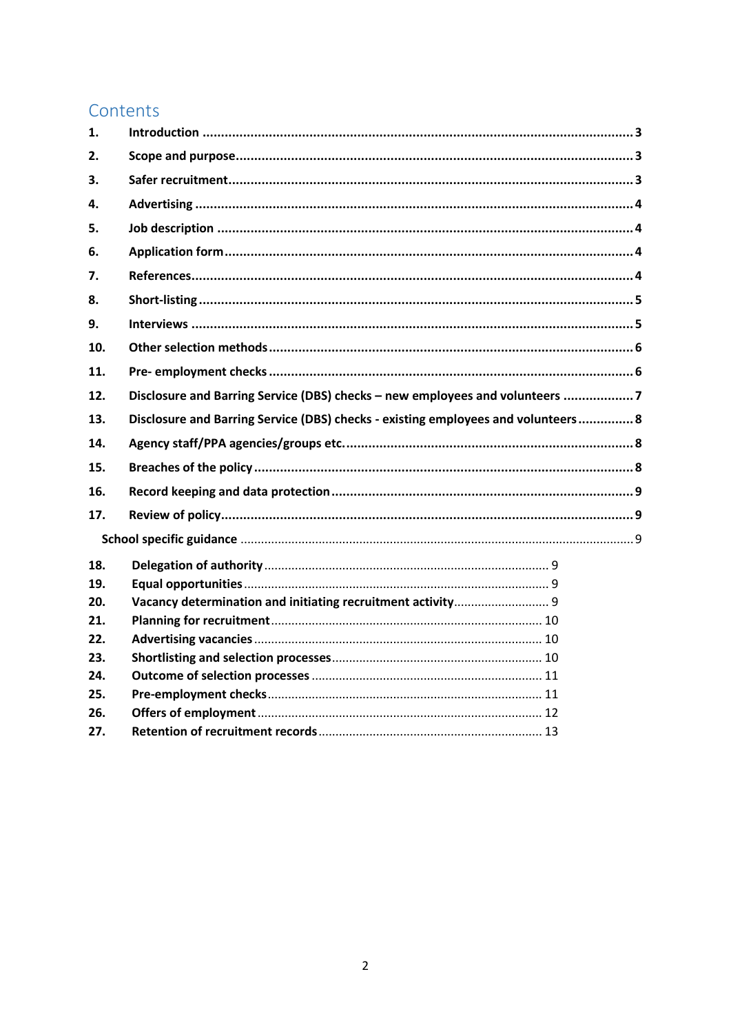# Contents

| | | |
|---|---|---|
| 1. | **Introduction** | 3 |
| 2. | **Scope and purpose** | 3 |
| 3. | **Safer recruitment** | 3 |
| 4. | **Advertising** | 4 |
| 5. | **Job description** | 4 |
| 6. | **Application form** | 4 |
| 7. | **References** | 4 |
| 8. | **Short-listing** | 5 |
| 9. | **Interviews** | 5 |
| 10. | **Other selection methods** | 6 |
| 11. | **Pre- employment checks** | 6 |
| 12. | **Disclosure and Barring Service (DBS) checks – new employees and volunteers** | 7 |
| 13. | **Disclosure and Barring Service (DBS) checks - existing employees and volunteers** | 8 |
| 14. | **Agency staff/PPA agencies/groups etc.** | 8 |
| 15. | **Breaches of the policy** | 8 |
| 16. | **Record keeping and data protection** | 9 |
| 17. | **Review of policy** | 9 |
| | **School specific guidance** | 9 |
| 18. | **Delegation of authority** | 9 |
| 19. | **Equal opportunities** | 9 |
| 20. | **Vacancy determination and initiating recruitment activity** | 9 |
| 21. | **Planning for recruitment** | 10 |
| 22. | **Advertising vacancies** | 10 |
| 23. | **Shortlisting and selection processes** | 10 |
| 24. | **Outcome of selection processes** | 11 |
| 25. | **Pre-employment checks** | 11 |
| 26. | **Offers of employment** | 12 |
| 27. | **Retention of recruitment records** | 13 |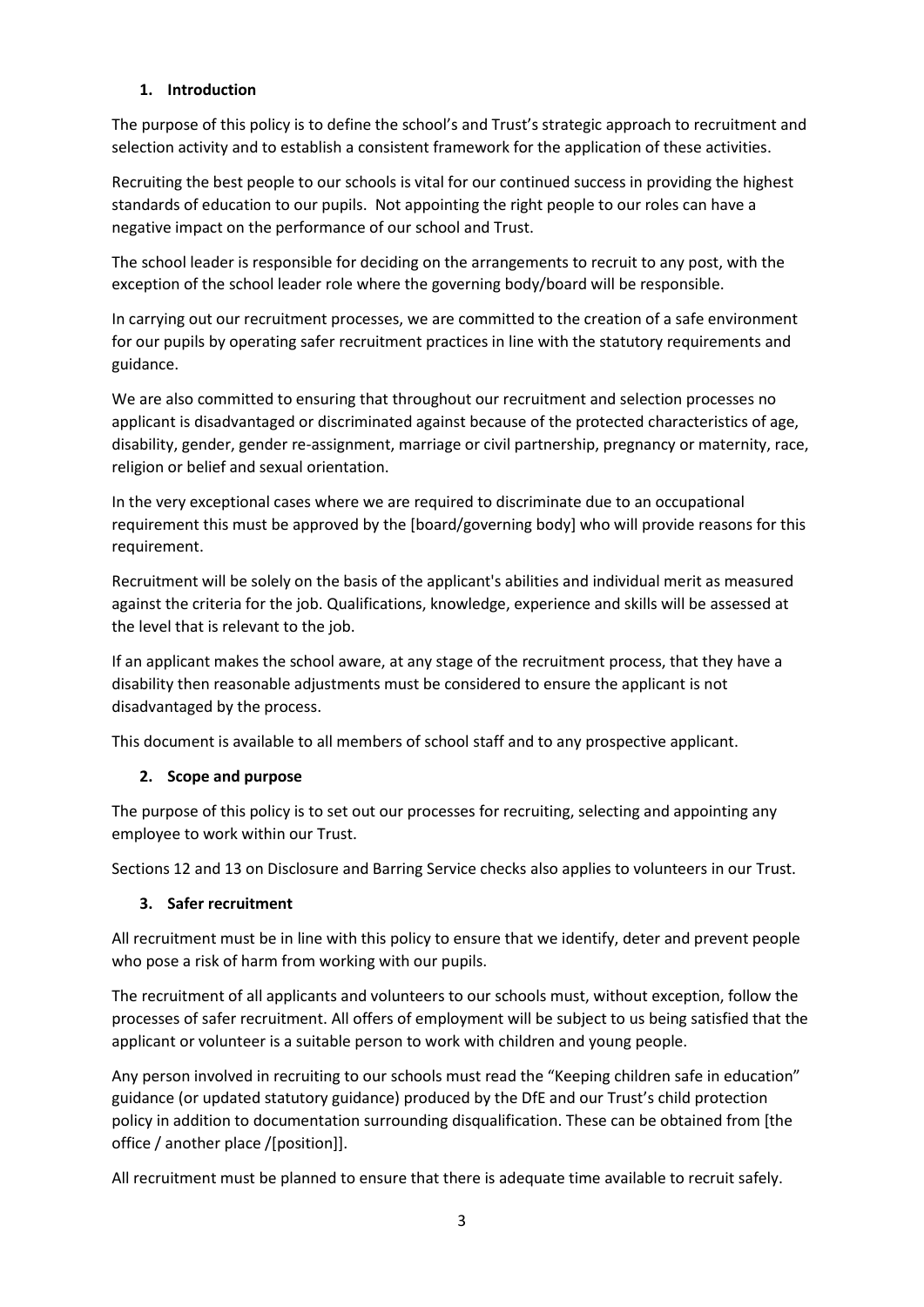## 1. Introduction

The purpose of this policy is to define the school's and Trust's strategic approach to recruitment and selection activity and to establish a consistent framework for the application of these activities.

Recruiting the best people to our schools is vital for our continued success in providing the highest standards of education to our pupils. Not appointing the right people to our roles can have a negative impact on the performance of our school and Trust.

The school leader is responsible for deciding on the arrangements to recruit to any post, with the exception of the school leader role where the governing body/board will be responsible.

In carrying out our recruitment processes, we are committed to the creation of a safe environment for our pupils by operating safer recruitment practices in line with the statutory requirements and guidance.

We are also committed to ensuring that throughout our recruitment and selection processes no applicant is disadvantaged or discriminated against because of the protected characteristics of age, disability, gender, gender re-assignment, marriage or civil partnership, pregnancy or maternity, race, religion or belief and sexual orientation.

In the very exceptional cases where we are required to discriminate due to an occupational requirement this must be approved by the [board/governing body] who will provide reasons for this requirement.

Recruitment will be solely on the basis of the applicant's abilities and individual merit as measured against the criteria for the job. Qualifications, knowledge, experience and skills will be assessed at the level that is relevant to the job.

If an applicant makes the school aware, at any stage of the recruitment process, that they have a disability then reasonable adjustments must be considered to ensure the applicant is not disadvantaged by the process.

This document is available to all members of school staff and to any prospective applicant.

## 2. Scope and purpose

The purpose of this policy is to set out our processes for recruiting, selecting and appointing any employee to work within our Trust.

Sections 12 and 13 on Disclosure and Barring Service checks also applies to volunteers in our Trust.

## 3. Safer recruitment

All recruitment must be in line with this policy to ensure that we identify, deter and prevent people who pose a risk of harm from working with our pupils.

The recruitment of all applicants and volunteers to our schools must, without exception, follow the processes of safer recruitment. All offers of employment will be subject to us being satisfied that the applicant or volunteer is a suitable person to work with children and young people.

Any person involved in recruiting to our schools must read the "Keeping children safe in education" guidance (or updated statutory guidance) produced by the DfE and our Trust's child protection policy in addition to documentation surrounding disqualification. These can be obtained from [the office / another place /[position]].

All recruitment must be planned to ensure that there is adequate time available to recruit safely.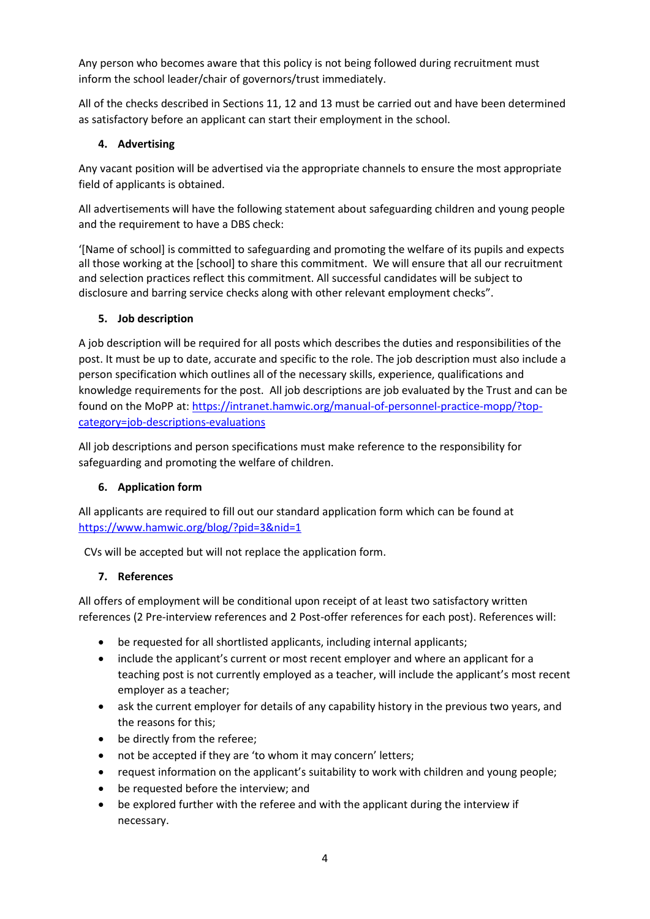Any person who becomes aware that this policy is not being followed during recruitment must inform the school leader/chair of governors/trust immediately.

All of the checks described in Sections 11, 12 and 13 must be carried out and have been determined as satisfactory before an applicant can start their employment in the school.

## 4. Advertising

Any vacant position will be advertised via the appropriate channels to ensure the most appropriate field of applicants is obtained.

All advertisements will have the following statement about safeguarding children and young people and the requirement to have a DBS check:

'[Name of school] is committed to safeguarding and promoting the welfare of its pupils and expects all those working at the [school] to share this commitment. We will ensure that all our recruitment and selection practices reflect this commitment. All successful candidates will be subject to disclosure and barring service checks along with other relevant employment checks".

## 5. Job description

A job description will be required for all posts which describes the duties and responsibilities of the post. It must be up to date, accurate and specific to the role. The job description must also include a person specification which outlines all of the necessary skills, experience, qualifications and knowledge requirements for the post. All job descriptions are job evaluated by the Trust and can be found on the MoPP at: https://intranet.hamwic.org/manual-of-personnel-practice-mopp/?top-category=job-descriptions-evaluations

All job descriptions and person specifications must make reference to the responsibility for safeguarding and promoting the welfare of children.

## 6. Application form

All applicants are required to fill out our standard application form which can be found at https://www.hamwic.org/blog/?pid=3&nid=1

CVs will be accepted but will not replace the application form.

## 7. References

All offers of employment will be conditional upon receipt of at least two satisfactory written references (2 Pre-interview references and 2 Post-offer references for each post). References will:

- be requested for all shortlisted applicants, including internal applicants;
- include the applicant's current or most recent employer and where an applicant for a teaching post is not currently employed as a teacher, will include the applicant's most recent employer as a teacher;
- ask the current employer for details of any capability history in the previous two years, and the reasons for this;
- be directly from the referee;
- not be accepted if they are 'to whom it may concern' letters;
- request information on the applicant's suitability to work with children and young people;
- be requested before the interview; and
- be explored further with the referee and with the applicant during the interview if necessary.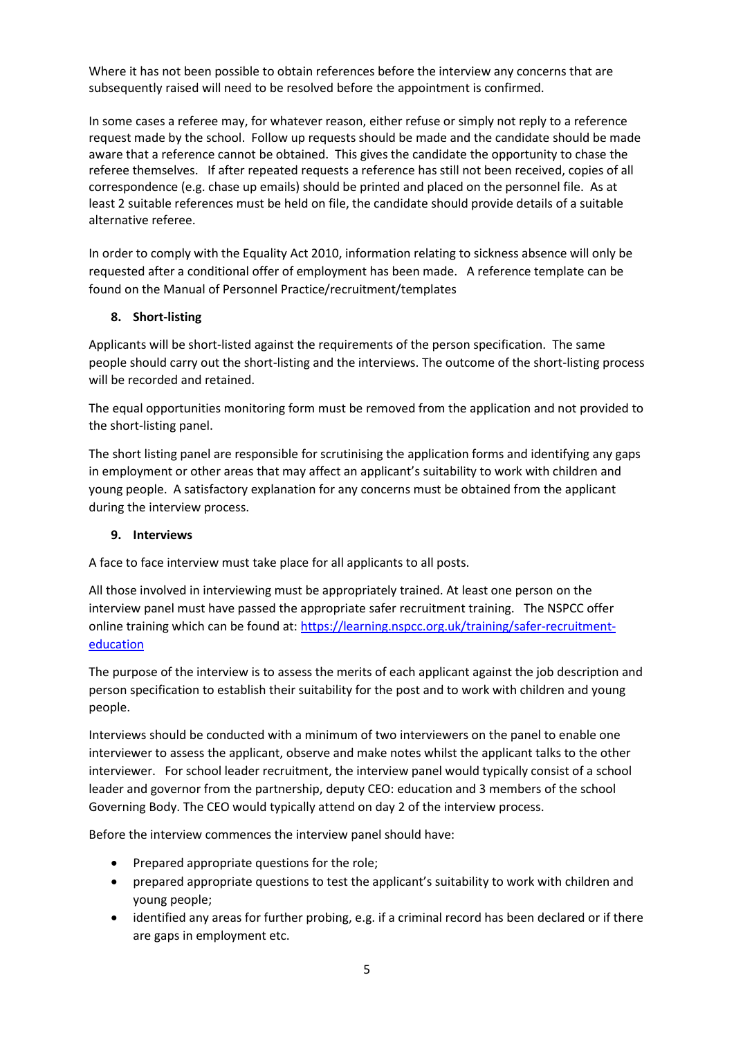Where it has not been possible to obtain references before the interview any concerns that are subsequently raised will need to be resolved before the appointment is confirmed.

In some cases a referee may, for whatever reason, either refuse or simply not reply to a reference request made by the school. Follow up requests should be made and the candidate should be made aware that a reference cannot be obtained. This gives the candidate the opportunity to chase the referee themselves. If after repeated requests a reference has still not been received, copies of all correspondence (e.g. chase up emails) should be printed and placed on the personnel file. As at least 2 suitable references must be held on file, the candidate should provide details of a suitable alternative referee.

In order to comply with the Equality Act 2010, information relating to sickness absence will only be requested after a conditional offer of employment has been made. A reference template can be found on the Manual of Personnel Practice/recruitment/templates

## 8. Short-listing

Applicants will be short-listed against the requirements of the person specification. The same people should carry out the short-listing and the interviews. The outcome of the short-listing process will be recorded and retained.

The equal opportunities monitoring form must be removed from the application and not provided to the short-listing panel.

The short listing panel are responsible for scrutinising the application forms and identifying any gaps in employment or other areas that may affect an applicant's suitability to work with children and young people. A satisfactory explanation for any concerns must be obtained from the applicant during the interview process.

## 9. Interviews

A face to face interview must take place for all applicants to all posts.

All those involved in interviewing must be appropriately trained. At least one person on the interview panel must have passed the appropriate safer recruitment training. The NSPCC offer online training which can be found at: [https://learning.nspcc.org.uk/training/safer-recruitment-education](https://learning.nspcc.org.uk/training/safer-recruitment-education)

The purpose of the interview is to assess the merits of each applicant against the job description and person specification to establish their suitability for the post and to work with children and young people.

Interviews should be conducted with a minimum of two interviewers on the panel to enable one interviewer to assess the applicant, observe and make notes whilst the applicant talks to the other interviewer. For school leader recruitment, the interview panel would typically consist of a school leader and governor from the partnership, deputy CEO: education and 3 members of the school Governing Body. The CEO would typically attend on day 2 of the interview process.

Before the interview commences the interview panel should have:

- Prepared appropriate questions for the role;
- prepared appropriate questions to test the applicant's suitability to work with children and young people;
- identified any areas for further probing, e.g. if a criminal record has been declared or if there are gaps in employment etc.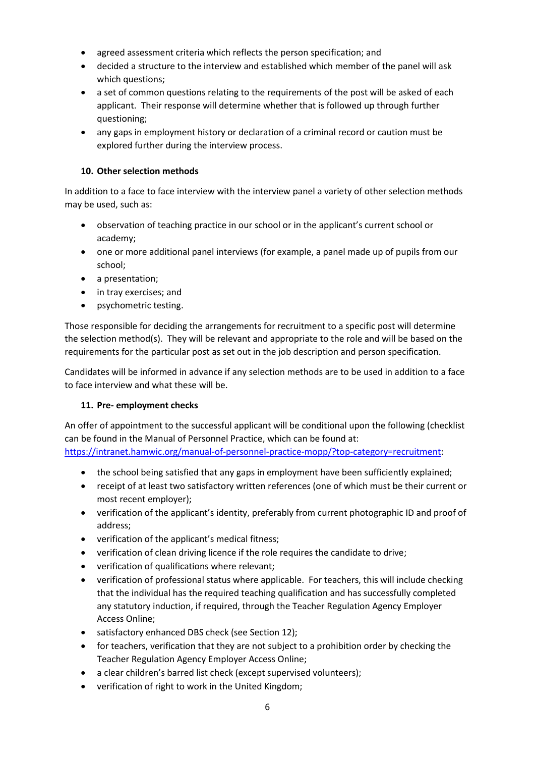- agreed assessment criteria which reflects the person specification; and
- decided a structure to the interview and established which member of the panel will ask which questions;
- a set of common questions relating to the requirements of the post will be asked of each applicant. Their response will determine whether that is followed up through further questioning;
- any gaps in employment history or declaration of a criminal record or caution must be explored further during the interview process.

### 10. Other selection methods

In addition to a face to face interview with the interview panel a variety of other selection methods may be used, such as:

- observation of teaching practice in our school or in the applicant's current school or academy;
- one or more additional panel interviews (for example, a panel made up of pupils from our school;
- a presentation;
- in tray exercises; and
- psychometric testing.

Those responsible for deciding the arrangements for recruitment to a specific post will determine the selection method(s). They will be relevant and appropriate to the role and will be based on the requirements for the particular post as set out in the job description and person specification.

Candidates will be informed in advance if any selection methods are to be used in addition to a face to face interview and what these will be.

### 11. Pre- employment checks

An offer of appointment to the successful applicant will be conditional upon the following (checklist can be found in the Manual of Personnel Practice, which can be found at: [https://intranet.hamwic.org/manual-of-personnel-practice-mopp/?top-category=recruitment](https://intranet.hamwic.org/manual-of-personnel-practice-mopp/?top-category=recruitment):

- the school being satisfied that any gaps in employment have been sufficiently explained;
- receipt of at least two satisfactory written references (one of which must be their current or most recent employer);
- verification of the applicant's identity, preferably from current photographic ID and proof of address;
- verification of the applicant's medical fitness;
- verification of clean driving licence if the role requires the candidate to drive;
- verification of qualifications where relevant;
- verification of professional status where applicable. For teachers, this will include checking that the individual has the required teaching qualification and has successfully completed any statutory induction, if required, through the Teacher Regulation Agency Employer Access Online;
- satisfactory enhanced DBS check (see Section 12);
- for teachers, verification that they are not subject to a prohibition order by checking the Teacher Regulation Agency Employer Access Online;
- a clear children's barred list check (except supervised volunteers);
- verification of right to work in the United Kingdom;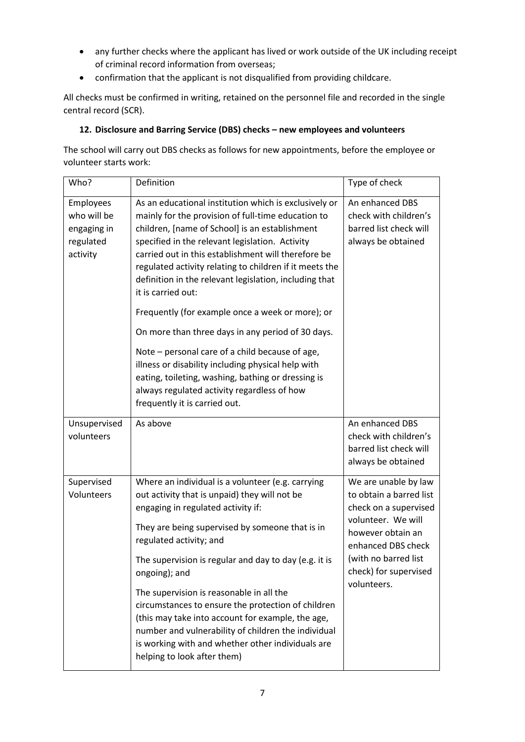- any further checks where the applicant has lived or work outside of the UK including receipt of criminal record information from overseas;
- confirmation that the applicant is not disqualified from providing childcare.

All checks must be confirmed in writing, retained on the personnel file and recorded in the single central record (SCR).

### 12. Disclosure and Barring Service (DBS) checks – new employees and volunteers

The school will carry out DBS checks as follows for new appointments, before the employee or volunteer starts work:

| Who? | Definition | Type of check |
|---|---|---|
| Employees who will be engaging in regulated activity | As an educational institution which is exclusively or mainly for the provision of full-time education to children, [name of School] is an establishment specified in the relevant legislation. Activity carried out in this establishment will therefore be regulated activity relating to children if it meets the definition in the relevant legislation, including that it is carried out:<br><br>Frequently (for example once a week or more); or<br><br>On more than three days in any period of 30 days.<br><br>Note – personal care of a child because of age, illness or disability including physical help with eating, toileting, washing, bathing or dressing is always regulated activity regardless of how frequently it is carried out. | An enhanced DBS check with children's barred list check will always be obtained |
| Unsupervised volunteers | As above | An enhanced DBS check with children's barred list check will always be obtained |
| Supervised Volunteers | Where an individual is a volunteer (e.g. carrying out activity that is unpaid) they will not be engaging in regulated activity if:<br><br>They are being supervised by someone that is in regulated activity; and<br><br>The supervision is regular and day to day (e.g. it is ongoing); and<br><br>The supervision is reasonable in all the circumstances to ensure the protection of children (this may take into account for example, the age, number and vulnerability of children the individual is working with and whether other individuals are helping to look after them) | We are unable by law to obtain a barred list check on a supervised volunteer. We will however obtain an enhanced DBS check (with no barred list check) for supervised volunteers. |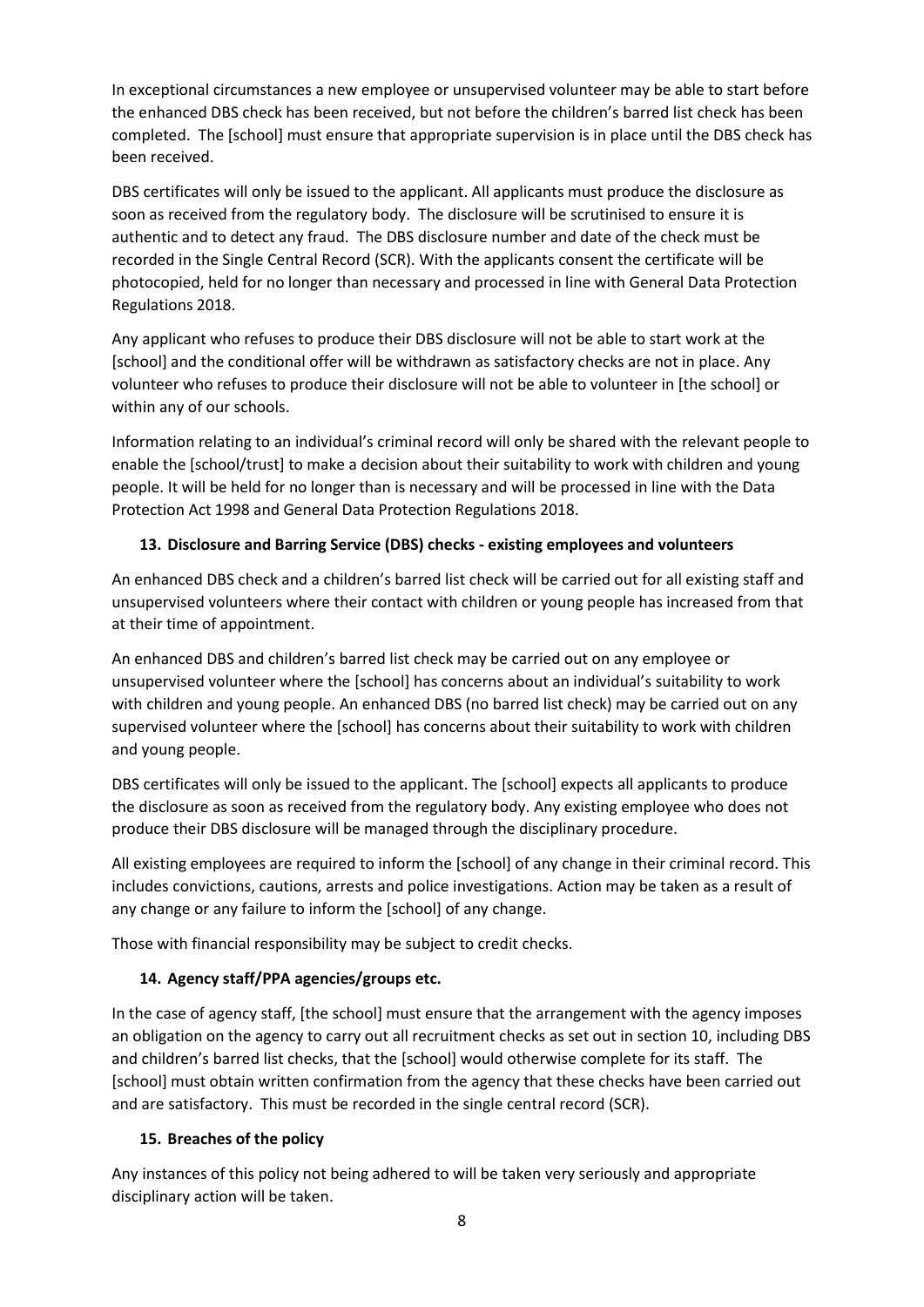In exceptional circumstances a new employee or unsupervised volunteer may be able to start before the enhanced DBS check has been received, but not before the children's barred list check has been completed. The [school] must ensure that appropriate supervision is in place until the DBS check has been received.

DBS certificates will only be issued to the applicant. All applicants must produce the disclosure as soon as received from the regulatory body. The disclosure will be scrutinised to ensure it is authentic and to detect any fraud. The DBS disclosure number and date of the check must be recorded in the Single Central Record (SCR). With the applicants consent the certificate will be photocopied, held for no longer than necessary and processed in line with General Data Protection Regulations 2018.

Any applicant who refuses to produce their DBS disclosure will not be able to start work at the [school] and the conditional offer will be withdrawn as satisfactory checks are not in place. Any volunteer who refuses to produce their disclosure will not be able to volunteer in [the school] or within any of our schools.

Information relating to an individual's criminal record will only be shared with the relevant people to enable the [school/trust] to make a decision about their suitability to work with children and young people. It will be held for no longer than is necessary and will be processed in line with the Data Protection Act 1998 and General Data Protection Regulations 2018.

## 13. Disclosure and Barring Service (DBS) checks - existing employees and volunteers

An enhanced DBS check and a children's barred list check will be carried out for all existing staff and unsupervised volunteers where their contact with children or young people has increased from that at their time of appointment.

An enhanced DBS and children's barred list check may be carried out on any employee or unsupervised volunteer where the [school] has concerns about an individual's suitability to work with children and young people. An enhanced DBS (no barred list check) may be carried out on any supervised volunteer where the [school] has concerns about their suitability to work with children and young people.

DBS certificates will only be issued to the applicant. The [school] expects all applicants to produce the disclosure as soon as received from the regulatory body. Any existing employee who does not produce their DBS disclosure will be managed through the disciplinary procedure.

All existing employees are required to inform the [school] of any change in their criminal record. This includes convictions, cautions, arrests and police investigations. Action may be taken as a result of any change or any failure to inform the [school] of any change.

Those with financial responsibility may be subject to credit checks.

## 14. Agency staff/PPA agencies/groups etc.

In the case of agency staff, [the school] must ensure that the arrangement with the agency imposes an obligation on the agency to carry out all recruitment checks as set out in section 10, including DBS and children's barred list checks, that the [school] would otherwise complete for its staff. The [school] must obtain written confirmation from the agency that these checks have been carried out and are satisfactory. This must be recorded in the single central record (SCR).

## 15. Breaches of the policy

Any instances of this policy not being adhered to will be taken very seriously and appropriate disciplinary action will be taken.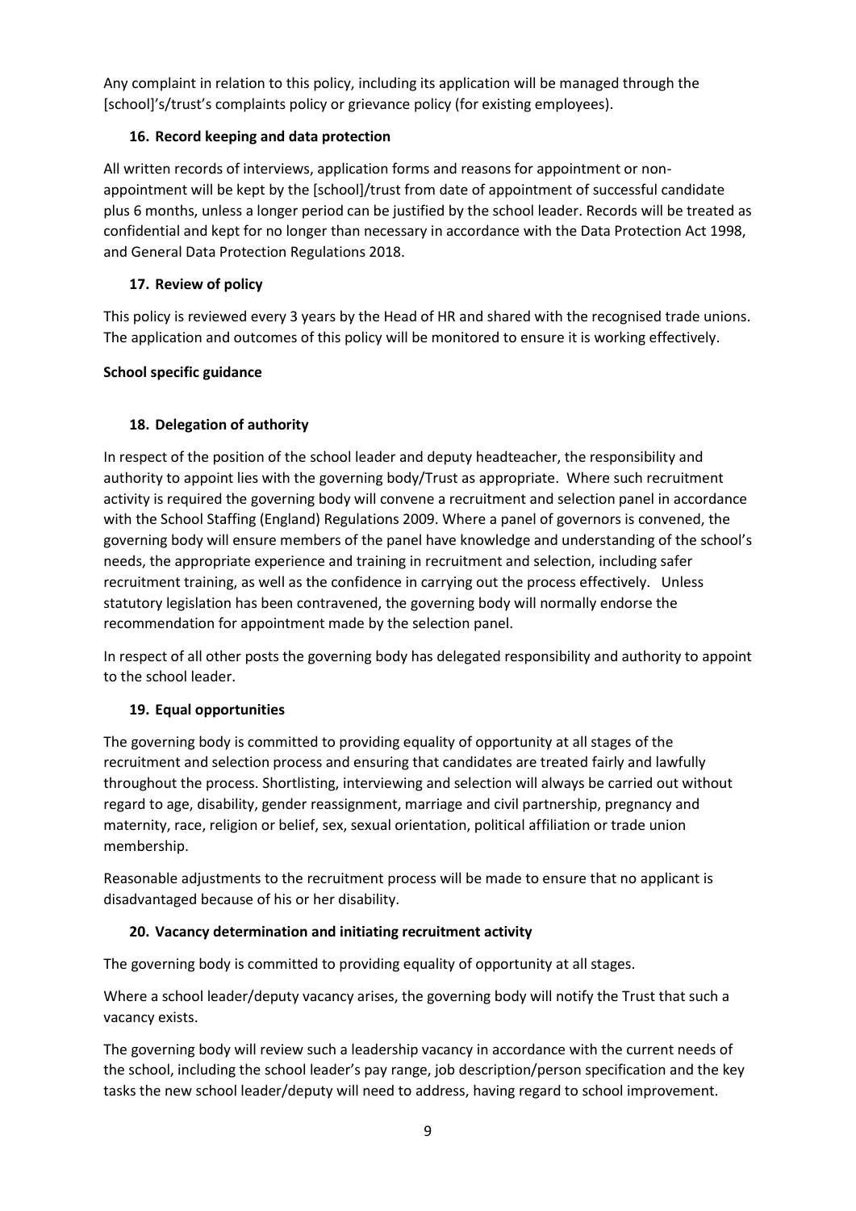Any complaint in relation to this policy, including its application will be managed through the [school]'s/trust's complaints policy or grievance policy (for existing employees).

## 16. Record keeping and data protection

All written records of interviews, application forms and reasons for appointment or non-appointment will be kept by the [school]/trust from date of appointment of successful candidate plus 6 months, unless a longer period can be justified by the school leader. Records will be treated as confidential and kept for no longer than necessary in accordance with the Data Protection Act 1998, and General Data Protection Regulations 2018.

## 17. Review of policy

This policy is reviewed every 3 years by the Head of HR and shared with the recognised trade unions. The application and outcomes of this policy will be monitored to ensure it is working effectively.

**School specific guidance**

## 18. Delegation of authority

In respect of the position of the school leader and deputy headteacher, the responsibility and authority to appoint lies with the governing body/Trust as appropriate. Where such recruitment activity is required the governing body will convene a recruitment and selection panel in accordance with the School Staffing (England) Regulations 2009. Where a panel of governors is convened, the governing body will ensure members of the panel have knowledge and understanding of the school's needs, the appropriate experience and training in recruitment and selection, including safer recruitment training, as well as the confidence in carrying out the process effectively. Unless statutory legislation has been contravened, the governing body will normally endorse the recommendation for appointment made by the selection panel.

In respect of all other posts the governing body has delegated responsibility and authority to appoint to the school leader.

## 19. Equal opportunities

The governing body is committed to providing equality of opportunity at all stages of the recruitment and selection process and ensuring that candidates are treated fairly and lawfully throughout the process. Shortlisting, interviewing and selection will always be carried out without regard to age, disability, gender reassignment, marriage and civil partnership, pregnancy and maternity, race, religion or belief, sex, sexual orientation, political affiliation or trade union membership.

Reasonable adjustments to the recruitment process will be made to ensure that no applicant is disadvantaged because of his or her disability.

## 20. Vacancy determination and initiating recruitment activity

The governing body is committed to providing equality of opportunity at all stages.

Where a school leader/deputy vacancy arises, the governing body will notify the Trust that such a vacancy exists.

The governing body will review such a leadership vacancy in accordance with the current needs of the school, including the school leader's pay range, job description/person specification and the key tasks the new school leader/deputy will need to address, having regard to school improvement.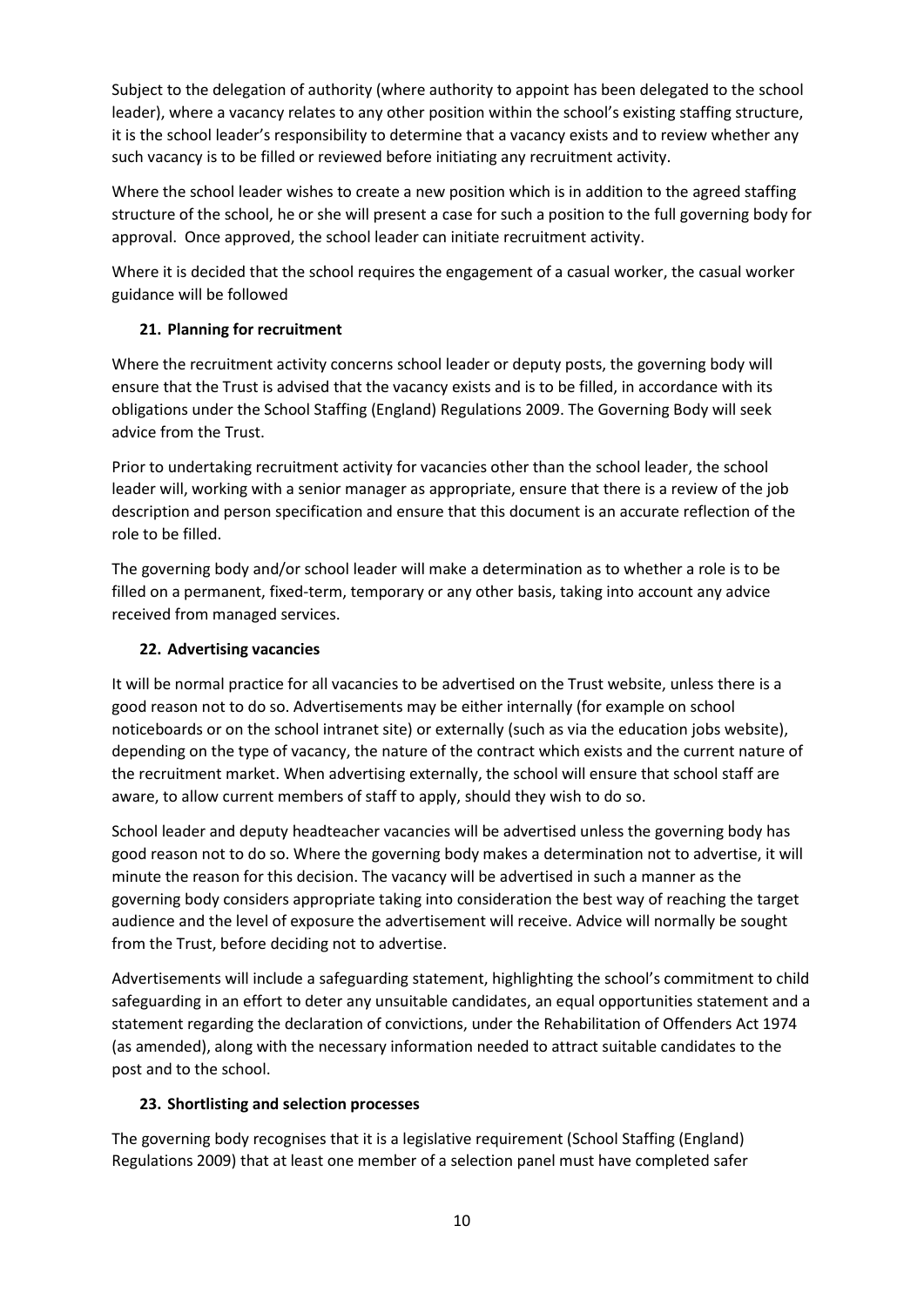Subject to the delegation of authority (where authority to appoint has been delegated to the school leader), where a vacancy relates to any other position within the school's existing staffing structure, it is the school leader's responsibility to determine that a vacancy exists and to review whether any such vacancy is to be filled or reviewed before initiating any recruitment activity.

Where the school leader wishes to create a new position which is in addition to the agreed staffing structure of the school, he or she will present a case for such a position to the full governing body for approval. Once approved, the school leader can initiate recruitment activity.

Where it is decided that the school requires the engagement of a casual worker, the casual worker guidance will be followed

## 21. Planning for recruitment

Where the recruitment activity concerns school leader or deputy posts, the governing body will ensure that the Trust is advised that the vacancy exists and is to be filled, in accordance with its obligations under the School Staffing (England) Regulations 2009. The Governing Body will seek advice from the Trust.

Prior to undertaking recruitment activity for vacancies other than the school leader, the school leader will, working with a senior manager as appropriate, ensure that there is a review of the job description and person specification and ensure that this document is an accurate reflection of the role to be filled.

The governing body and/or school leader will make a determination as to whether a role is to be filled on a permanent, fixed-term, temporary or any other basis, taking into account any advice received from managed services.

## 22. Advertising vacancies

It will be normal practice for all vacancies to be advertised on the Trust website, unless there is a good reason not to do so. Advertisements may be either internally (for example on school noticeboards or on the school intranet site) or externally (such as via the education jobs website), depending on the type of vacancy, the nature of the contract which exists and the current nature of the recruitment market. When advertising externally, the school will ensure that school staff are aware, to allow current members of staff to apply, should they wish to do so.

School leader and deputy headteacher vacancies will be advertised unless the governing body has good reason not to do so. Where the governing body makes a determination not to advertise, it will minute the reason for this decision. The vacancy will be advertised in such a manner as the governing body considers appropriate taking into consideration the best way of reaching the target audience and the level of exposure the advertisement will receive. Advice will normally be sought from the Trust, before deciding not to advertise.

Advertisements will include a safeguarding statement, highlighting the school's commitment to child safeguarding in an effort to deter any unsuitable candidates, an equal opportunities statement and a statement regarding the declaration of convictions, under the Rehabilitation of Offenders Act 1974 (as amended), along with the necessary information needed to attract suitable candidates to the post and to the school.

## 23. Shortlisting and selection processes

The governing body recognises that it is a legislative requirement (School Staffing (England) Regulations 2009) that at least one member of a selection panel must have completed safer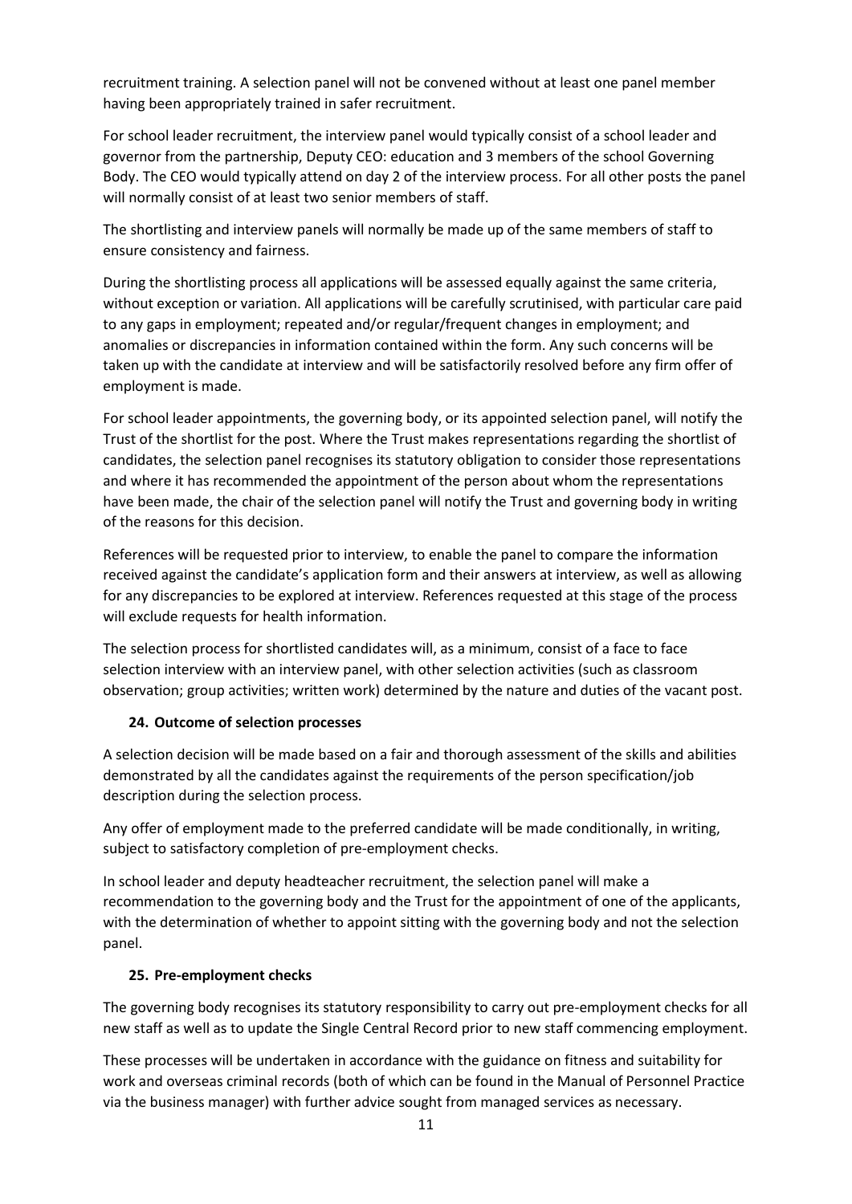recruitment training. A selection panel will not be convened without at least one panel member having been appropriately trained in safer recruitment.

For school leader recruitment, the interview panel would typically consist of a school leader and governor from the partnership, Deputy CEO: education and 3 members of the school Governing Body. The CEO would typically attend on day 2 of the interview process. For all other posts the panel will normally consist of at least two senior members of staff.

The shortlisting and interview panels will normally be made up of the same members of staff to ensure consistency and fairness.

During the shortlisting process all applications will be assessed equally against the same criteria, without exception or variation. All applications will be carefully scrutinised, with particular care paid to any gaps in employment; repeated and/or regular/frequent changes in employment; and anomalies or discrepancies in information contained within the form. Any such concerns will be taken up with the candidate at interview and will be satisfactorily resolved before any firm offer of employment is made.

For school leader appointments, the governing body, or its appointed selection panel, will notify the Trust of the shortlist for the post. Where the Trust makes representations regarding the shortlist of candidates, the selection panel recognises its statutory obligation to consider those representations and where it has recommended the appointment of the person about whom the representations have been made, the chair of the selection panel will notify the Trust and governing body in writing of the reasons for this decision.

References will be requested prior to interview, to enable the panel to compare the information received against the candidate's application form and their answers at interview, as well as allowing for any discrepancies to be explored at interview. References requested at this stage of the process will exclude requests for health information.

The selection process for shortlisted candidates will, as a minimum, consist of a face to face selection interview with an interview panel, with other selection activities (such as classroom observation; group activities; written work) determined by the nature and duties of the vacant post.

## 24. Outcome of selection processes

A selection decision will be made based on a fair and thorough assessment of the skills and abilities demonstrated by all the candidates against the requirements of the person specification/job description during the selection process.

Any offer of employment made to the preferred candidate will be made conditionally, in writing, subject to satisfactory completion of pre-employment checks.

In school leader and deputy headteacher recruitment, the selection panel will make a recommendation to the governing body and the Trust for the appointment of one of the applicants, with the determination of whether to appoint sitting with the governing body and not the selection panel.

## 25. Pre-employment checks

The governing body recognises its statutory responsibility to carry out pre-employment checks for all new staff as well as to update the Single Central Record prior to new staff commencing employment.

These processes will be undertaken in accordance with the guidance on fitness and suitability for work and overseas criminal records (both of which can be found in the Manual of Personnel Practice via the business manager) with further advice sought from managed services as necessary.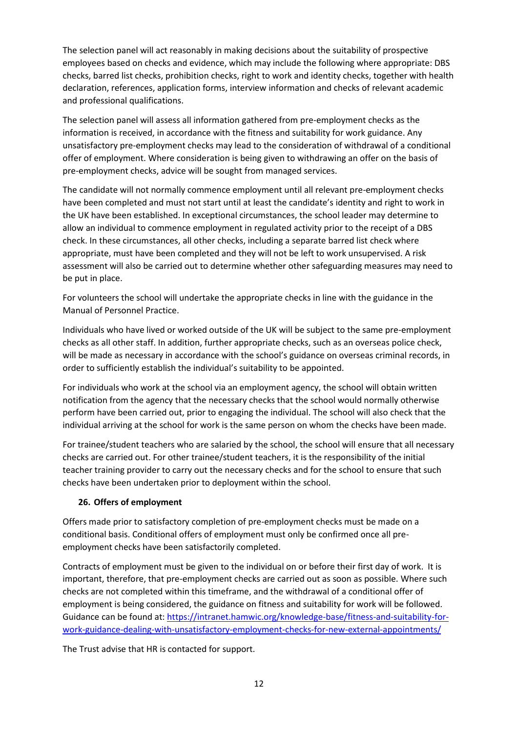The selection panel will act reasonably in making decisions about the suitability of prospective employees based on checks and evidence, which may include the following where appropriate: DBS checks, barred list checks, prohibition checks, right to work and identity checks, together with health declaration, references, application forms, interview information and checks of relevant academic and professional qualifications.

The selection panel will assess all information gathered from pre-employment checks as the information is received, in accordance with the fitness and suitability for work guidance. Any unsatisfactory pre-employment checks may lead to the consideration of withdrawal of a conditional offer of employment. Where consideration is being given to withdrawing an offer on the basis of pre-employment checks, advice will be sought from managed services.

The candidate will not normally commence employment until all relevant pre-employment checks have been completed and must not start until at least the candidate's identity and right to work in the UK have been established. In exceptional circumstances, the school leader may determine to allow an individual to commence employment in regulated activity prior to the receipt of a DBS check. In these circumstances, all other checks, including a separate barred list check where appropriate, must have been completed and they will not be left to work unsupervised. A risk assessment will also be carried out to determine whether other safeguarding measures may need to be put in place.

For volunteers the school will undertake the appropriate checks in line with the guidance in the Manual of Personnel Practice.

Individuals who have lived or worked outside of the UK will be subject to the same pre-employment checks as all other staff. In addition, further appropriate checks, such as an overseas police check, will be made as necessary in accordance with the school's guidance on overseas criminal records, in order to sufficiently establish the individual's suitability to be appointed.

For individuals who work at the school via an employment agency, the school will obtain written notification from the agency that the necessary checks that the school would normally otherwise perform have been carried out, prior to engaging the individual. The school will also check that the individual arriving at the school for work is the same person on whom the checks have been made.

For trainee/student teachers who are salaried by the school, the school will ensure that all necessary checks are carried out. For other trainee/student teachers, it is the responsibility of the initial teacher training provider to carry out the necessary checks and for the school to ensure that such checks have been undertaken prior to deployment within the school.

## 26. Offers of employment

Offers made prior to satisfactory completion of pre-employment checks must be made on a conditional basis. Conditional offers of employment must only be confirmed once all pre-employment checks have been satisfactorily completed.

Contracts of employment must be given to the individual on or before their first day of work. It is important, therefore, that pre-employment checks are carried out as soon as possible. Where such checks are not completed within this timeframe, and the withdrawal of a conditional offer of employment is being considered, the guidance on fitness and suitability for work will be followed. Guidance can be found at: [https://intranet.hamwic.org/knowledge-base/fitness-and-suitability-for-work-guidance-dealing-with-unsatisfactory-employment-checks-for-new-external-appointments/](https://intranet.hamwic.org/knowledge-base/fitness-and-suitability-for-work-guidance-dealing-with-unsatisfactory-employment-checks-for-new-external-appointments/)

The Trust advise that HR is contacted for support.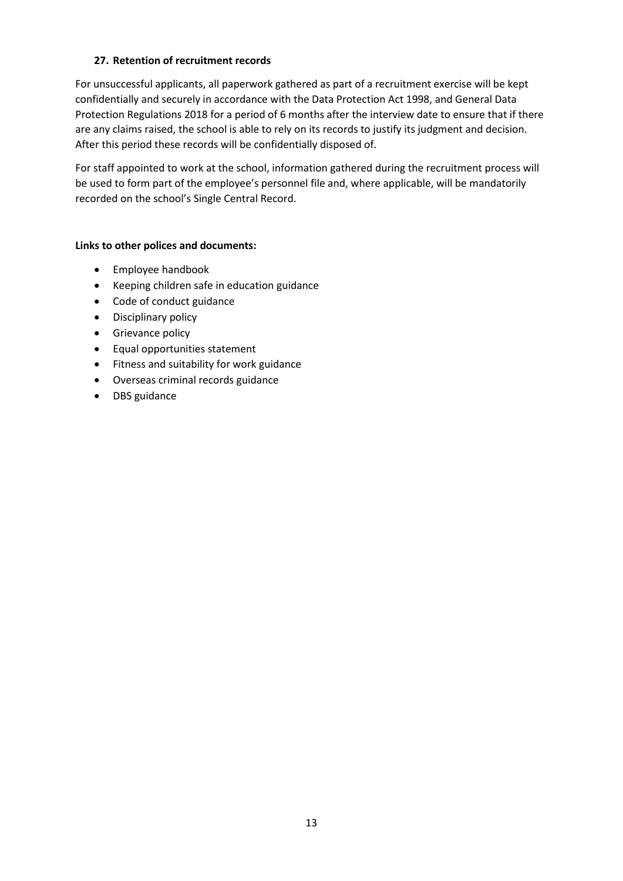## 27. Retention of recruitment records

For unsuccessful applicants, all paperwork gathered as part of a recruitment exercise will be kept confidentially and securely in accordance with the Data Protection Act 1998, and General Data Protection Regulations 2018 for a period of 6 months after the interview date to ensure that if there are any claims raised, the school is able to rely on its records to justify its judgment and decision. After this period these records will be confidentially disposed of.

For staff appointed to work at the school, information gathered during the recruitment process will be used to form part of the employee's personnel file and, where applicable, will be mandatorily recorded on the school's Single Central Record.

**Links to other polices and documents:**

- Employee handbook
- Keeping children safe in education guidance
- Code of conduct guidance
- Disciplinary policy
- Grievance policy
- Equal opportunities statement
- Fitness and suitability for work guidance
- Overseas criminal records guidance
- DBS guidance